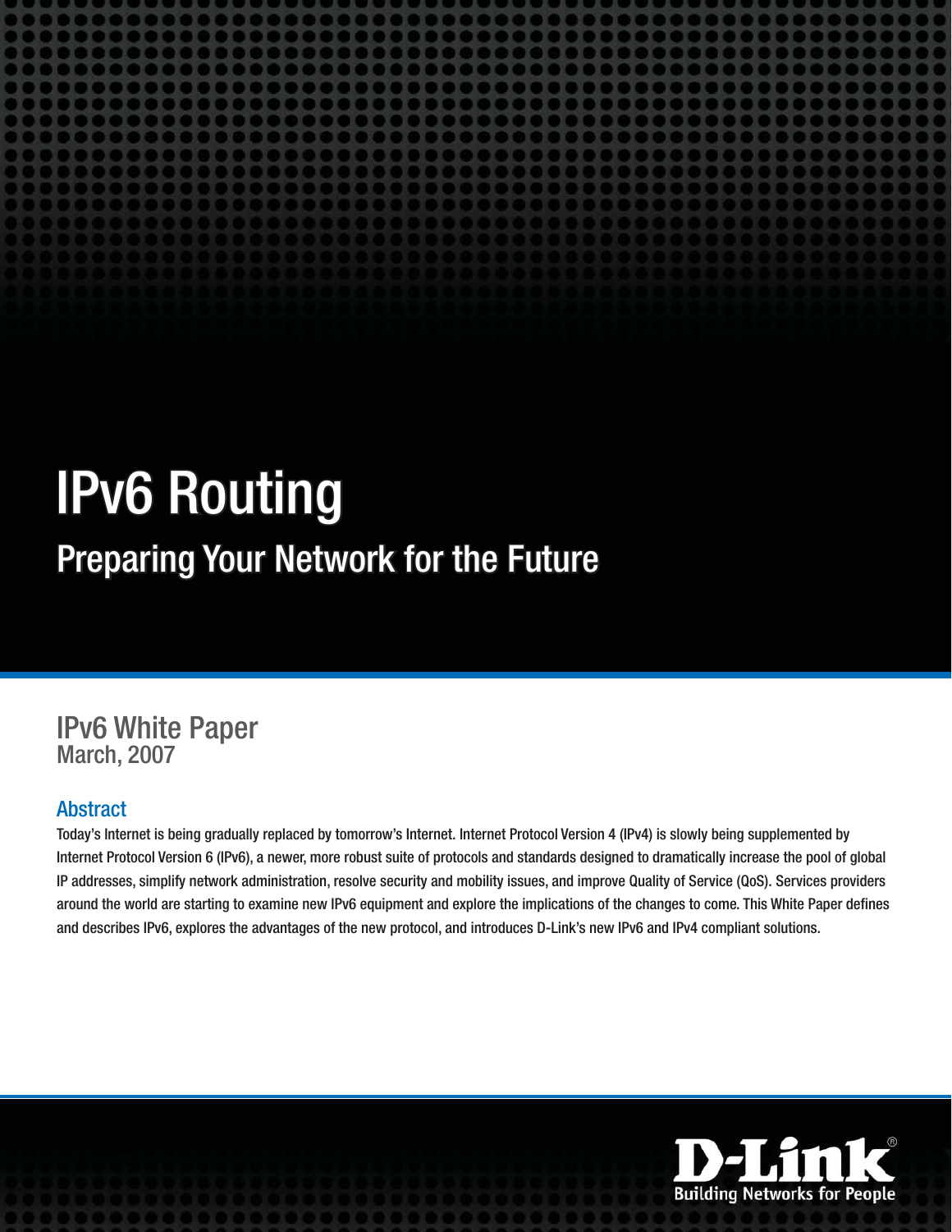# IPv6 Routing

## Preparing Your Network for the Future

IPv6 White Paper
March, 2007

### Abstract

Today's Internet is being gradually replaced by tomorrow's Internet. Internet Protocol Version 4 (IPv4) is slowly being supplemented by Internet Protocol Version 6 (IPv6), a newer, more robust suite of protocols and standards designed to dramatically increase the pool of global IP addresses, simplify network administration, resolve security and mobility issues, and improve Quality of Service (QoS). Services providers around the world are starting to examine new IPv6 equipment and explore the implications of the changes to come. This White Paper defines and describes IPv6, explores the advantages of the new protocol, and introduces D-Link's new IPv6 and IPv4 compliant solutions.

D-Link®
Building Networks for People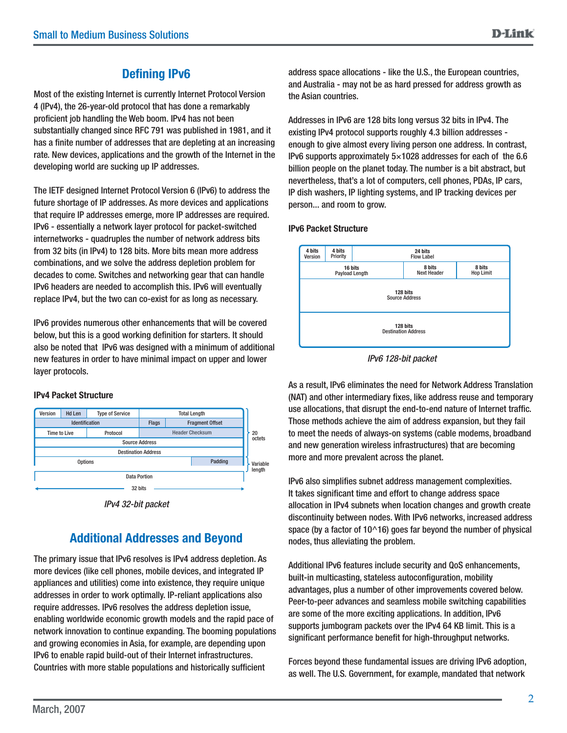## Defining IPv6

Most of the existing Internet is currently Internet Protocol Version 4 (IPv4), the 26-year-old protocol that has done a remarkably proficient job handling the Web boom. IPv4 has not been substantially changed since RFC 791 was published in 1981, and it has a finite number of addresses that are depleting at an increasing rate. New devices, applications and the growth of the Internet in the developing world are sucking up IP addresses.

The IETF designed Internet Protocol Version 6 (IPv6) to address the future shortage of IP addresses. As more devices and applications that require IP addresses emerge, more IP addresses are required. IPv6 - essentially a network layer protocol for packet-switched internetworks - quadruples the number of network address bits from 32 bits (in IPv4) to 128 bits. More bits mean more address combinations, and we solve the address depletion problem for decades to come. Switches and networking gear that can handle IPv6 headers are needed to accomplish this. IPv6 will eventually replace IPv4, but the two can co-exist for as long as necessary.

IPv6 provides numerous other enhancements that will be covered below, but this is a good working definition for starters. It should also be noted that IPv6 was designed with a minimum of additional new features in order to have minimal impact on upper and lower layer protocols.

### IPv4 Packet Structure

| Version | Hd Len | Type of Service | Total Length | |
|---|---|---|---|---|
| Identification | | | Flags | Fragment Offset |
| Time to Live | | Protocol | Header Checksum | |
| Source Address | | | | |
| Destination Address | | | | |
| Options | | | | Padding |
| Data Portion | | | | |

20 octets (header); Variable length (Options/Padding); 32 bits (width)

*IPv4 32-bit packet*

## Additional Addresses and Beyond

The primary issue that IPv6 resolves is IPv4 address depletion. As more devices (like cell phones, mobile devices, and integrated IP appliances and utilities) come into existence, they require unique addresses in order to work optimally. IP-reliant applications also require addresses. IPv6 resolves the address depletion issue, enabling worldwide economic growth models and the rapid pace of network innovation to continue expanding. The booming populations and growing economies in Asia, for example, are depending upon IPv6 to enable rapid build-out of their Internet infrastructures. Countries with more stable populations and historically sufficient address space allocations - like the U.S., the European countries, and Australia - may not be as hard pressed for address growth as the Asian countries.

Addresses in IPv6 are 128 bits long versus 32 bits in IPv4. The existing IPv4 protocol supports roughly 4.3 billion addresses - enough to give almost every living person one address. In contrast, IPv6 supports approximately 5×1028 addresses for each of the 6.6 billion people on the planet today. The number is a bit abstract, but nevertheless, that's a lot of computers, cell phones, PDAs, IP cars, IP dish washers, IP lighting systems, and IP tracking devices per person... and room to grow.

### IPv6 Packet Structure

| 4 bits Version | 4 bits Priority | 24 bits Flow Label | |
|---|---|---|---|
| 16 bits Payload Length | | 8 bits Next Header | 8 bits Hop Limit |
| 128 bits Source Address | | | |
| 128 bits Destination Address | | | |

*IPv6 128-bit packet*

As a result, IPv6 eliminates the need for Network Address Translation (NAT) and other intermediary fixes, like address reuse and temporary use allocations, that disrupt the end-to-end nature of Internet traffic. Those methods achieve the aim of address expansion, but they fail to meet the needs of always-on systems (cable modems, broadband and new generation wireless infrastructures) that are becoming more and more prevalent across the planet.

IPv6 also simplifies subnet address management complexities. It takes significant time and effort to change address space allocation in IPv4 subnets when location changes and growth create discontinuity between nodes. With IPv6 networks, increased address space (by a factor of 10^16) goes far beyond the number of physical nodes, thus alleviating the problem.

Additional IPv6 features include security and QoS enhancements, built-in multicasting, stateless autoconfiguration, mobility advantages, plus a number of other improvements covered below. Peer-to-peer advances and seamless mobile switching capabilities are some of the more exciting applications. In addition, IPv6 supports jumbogram packets over the IPv4 64 KB limit. This is a significant performance benefit for high-throughput networks.

Forces beyond these fundamental issues are driving IPv6 adoption, as well. The U.S. Government, for example, mandated that network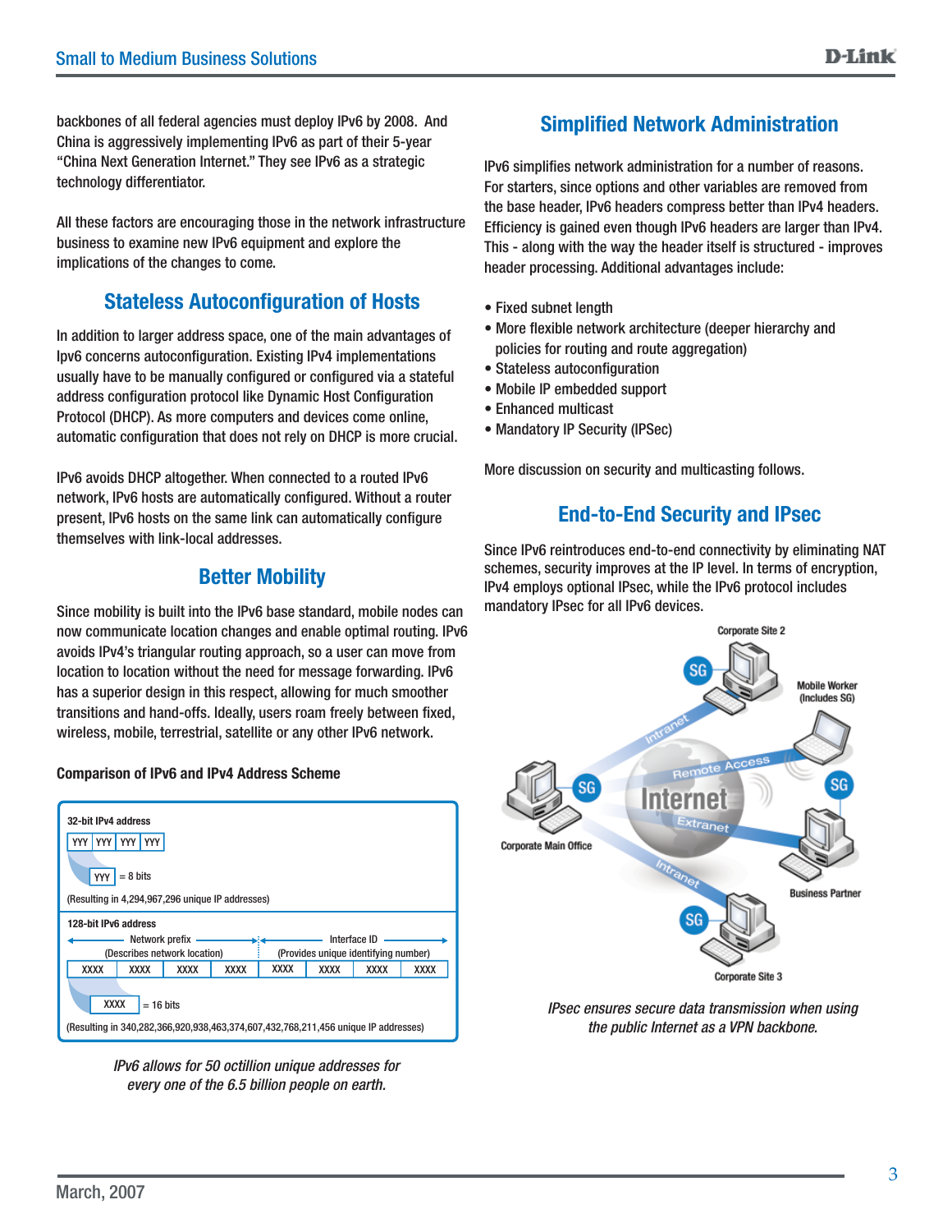backbones of all federal agencies must deploy IPv6 by 2008. And China is aggressively implementing IPv6 as part of their 5-year "China Next Generation Internet." They see IPv6 as a strategic technology differentiator.

All these factors are encouraging those in the network infrastructure business to examine new IPv6 equipment and explore the implications of the changes to come.

## Stateless Autoconfiguration of Hosts

In addition to larger address space, one of the main advantages of Ipv6 concerns autoconfiguration. Existing IPv4 implementations usually have to be manually configured or configured via a stateful address configuration protocol like Dynamic Host Configuration Protocol (DHCP). As more computers and devices come online, automatic configuration that does not rely on DHCP is more crucial.

IPv6 avoids DHCP altogether. When connected to a routed IPv6 network, IPv6 hosts are automatically configured. Without a router present, IPv6 hosts on the same link can automatically configure themselves with link-local addresses.

## Better Mobility

Since mobility is built into the IPv6 base standard, mobile nodes can now communicate location changes and enable optimal routing. IPv6 avoids IPv4's triangular routing approach, so a user can move from location to location without the need for message forwarding. IPv6 has a superior design in this respect, allowing for much smoother transitions and hand-offs. Ideally, users roam freely between fixed, wireless, mobile, terrestrial, satellite or any other IPv6 network.

**Comparison of IPv6 and IPv4 Address Scheme**

**32-bit IPv4 address**

| YYY | YYY | YYY | YYY |
|---|---|---|---|

YYY = 8 bits

(Resulting in 4,294,967,296 unique IP addresses)

**128-bit IPv6 address**

| Network prefix (Describes network location) | | | | Interface ID (Provides unique identifying number) | | | |
|---|---|---|---|---|---|---|---|
| XXXX | XXXX | XXXX | XXXX | XXXX | XXXX | XXXX | XXXX |

XXXX = 16 bits

(Resulting in 340,282,366,920,938,463,374,607,432,768,211,456 unique IP addresses)

*IPv6 allows for 50 octillion unique addresses for every one of the 6.5 billion people on earth.*

## Simplified Network Administration

IPv6 simplifies network administration for a number of reasons. For starters, since options and other variables are removed from the base header, IPv6 headers compress better than IPv4 headers. Efficiency is gained even though IPv6 headers are larger than IPv4. This - along with the way the header itself is structured - improves header processing. Additional advantages include:

- Fixed subnet length
- More flexible network architecture (deeper hierarchy and policies for routing and route aggregation)
- Stateless autoconfiguration
- Mobile IP embedded support
- Enhanced multicast
- Mandatory IP Security (IPSec)

More discussion on security and multicasting follows.

## End-to-End Security and IPsec

Since IPv6 reintroduces end-to-end connectivity by eliminating NAT schemes, security improves at the IP level. In terms of encryption, IPv4 employs optional IPsec, while the IPv6 protocol includes mandatory IPsec for all IPv6 devices.

*IPsec ensures secure data transmission when using the public Internet as a VPN backbone.*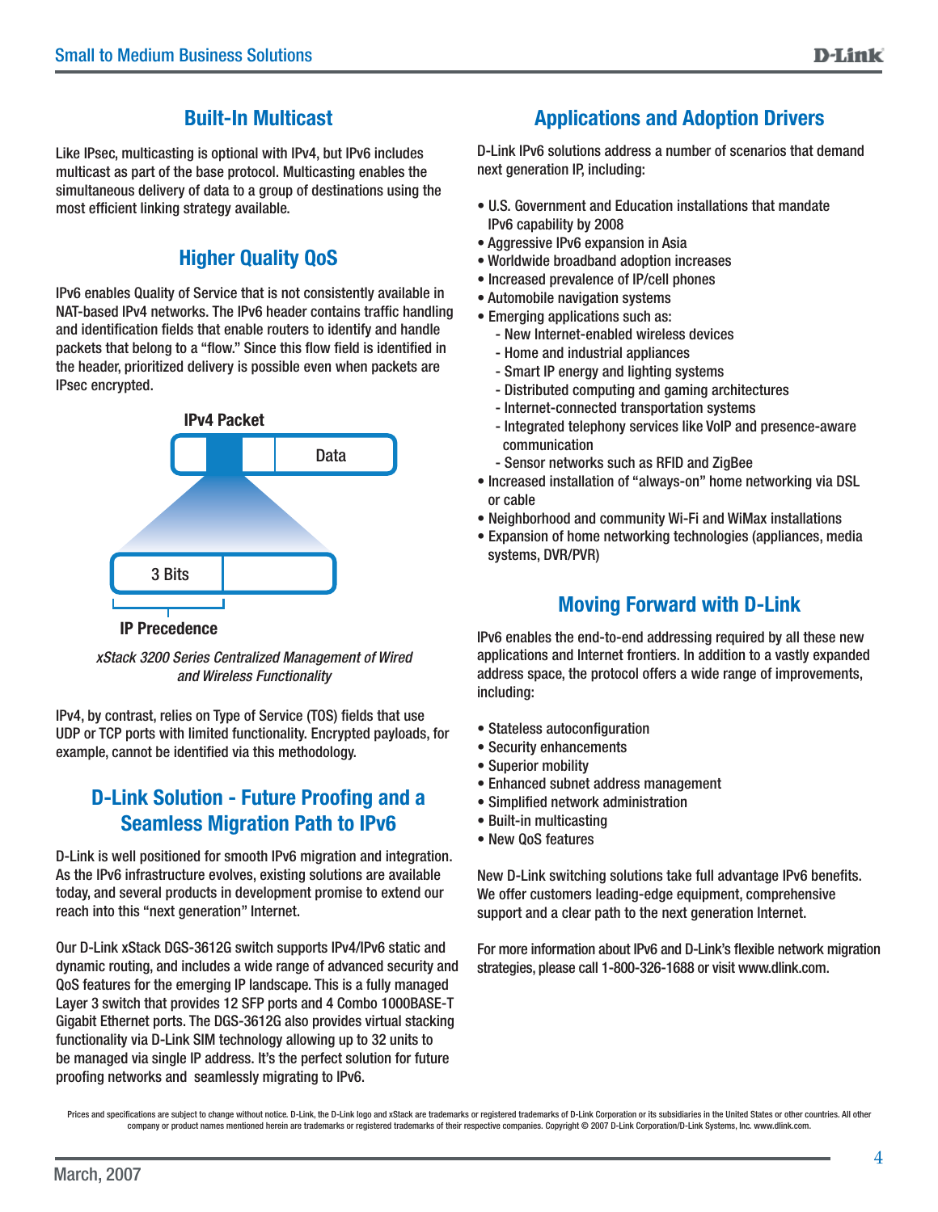## Built-In Multicast

Like IPsec, multicasting is optional with IPv4, but IPv6 includes multicast as part of the base protocol. Multicasting enables the simultaneous delivery of data to a group of destinations using the most efficient linking strategy available.

## Higher Quality QoS

IPv6 enables Quality of Service that is not consistently available in NAT-based IPv4 networks. The IPv6 header contains traffic handling and identification fields that enable routers to identify and handle packets that belong to a "flow." Since this flow field is identified in the header, prioritized delivery is possible even when packets are IPsec encrypted.

IPv4 Packet

Data

3 Bits

IP Precedence

*xStack 3200 Series Centralized Management of Wired and Wireless Functionality*

IPv4, by contrast, relies on Type of Service (TOS) fields that use UDP or TCP ports with limited functionality. Encrypted payloads, for example, cannot be identified via this methodology.

## D-Link Solution - Future Proofing and a Seamless Migration Path to IPv6

D-Link is well positioned for smooth IPv6 migration and integration. As the IPv6 infrastructure evolves, existing solutions are available today, and several products in development promise to extend our reach into this "next generation" Internet.

Our D-Link xStack DGS-3612G switch supports IPv4/IPv6 static and dynamic routing, and includes a wide range of advanced security and QoS features for the emerging IP landscape. This is a fully managed Layer 3 switch that provides 12 SFP ports and 4 Combo 1000BASE-T Gigabit Ethernet ports. The DGS-3612G also provides virtual stacking functionality via D-Link SIM technology allowing up to 32 units to be managed via single IP address. It's the perfect solution for future proofing networks and seamlessly migrating to IPv6.

## Applications and Adoption Drivers

D-Link IPv6 solutions address a number of scenarios that demand next generation IP, including:

- U.S. Government and Education installations that mandate IPv6 capability by 2008
- Aggressive IPv6 expansion in Asia
- Worldwide broadband adoption increases
- Increased prevalence of IP/cell phones
- Automobile navigation systems
- Emerging applications such as:
  - New Internet-enabled wireless devices
  - Home and industrial appliances
  - Smart IP energy and lighting systems
  - Distributed computing and gaming architectures
  - Internet-connected transportation systems
  - Integrated telephony services like VoIP and presence-aware communication
  - Sensor networks such as RFID and ZigBee
- Increased installation of "always-on" home networking via DSL or cable
- Neighborhood and community Wi-Fi and WiMax installations
- Expansion of home networking technologies (appliances, media systems, DVR/PVR)

## Moving Forward with D-Link

IPv6 enables the end-to-end addressing required by all these new applications and Internet frontiers. In addition to a vastly expanded address space, the protocol offers a wide range of improvements, including:

- Stateless autoconfiguration
- Security enhancements
- Superior mobility
- Enhanced subnet address management
- Simplified network administration
- Built-in multicasting
- New QoS features

New D-Link switching solutions take full advantage IPv6 benefits. We offer customers leading-edge equipment, comprehensive support and a clear path to the next generation Internet.

For more information about IPv6 and D-Link's flexible network migration strategies, please call 1-800-326-1688 or visit www.dlink.com.

Prices and specifications are subject to change without notice. D-Link, the D-Link logo and xStack are trademarks or registered trademarks of D-Link Corporation or its subsidiaries in the United States or other countries. All other company or product names mentioned herein are trademarks or registered trademarks of their respective companies. Copyright © 2007 D-Link Corporation/D-Link Systems, Inc. www.dlink.com.

March, 2007